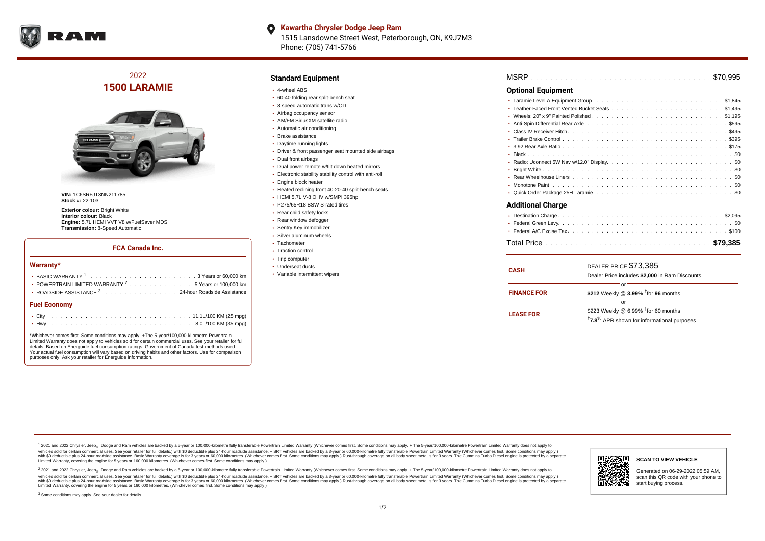**Kawartha Chrysler Dodge Jeep Ram**
1515 Lansdowne Street West, Peterborough, ON, K9J7M3
Phone: (705) 741-5766

## 2022
# 1500 LARAMIE

**VIN:** 1C6SRFJT3NN211785
**Stock #:** 22-103

**Exterior colour:** Bright White
**Interior colour:** Black
**Engine:** 5.7L HEMI VVT V8 w/FuelSaver MDS
**Transmission:** 8-Speed Automatic

### FCA Canada Inc.

#### Warranty*

- BASIC WARRANTY [1] . . . . . 3 Years or 60,000 km
- POWERTRAIN LIMITED WARRANTY [2] . . . . . 5 Years or 100,000 km
- ROADSIDE ASSISTANCE [3] . . . . . 24-hour Roadside Assistance

#### Fuel Economy

- City . . . . . 11.1L/100 KM (25 mpg)
- Hwy . . . . . 8.0L/100 KM (35 mpg)

*Whichever comes first. Some conditions may apply. +The 5-year/100,000-kilometre Powertrain Limited Warranty does not apply to vehicles sold for certain commercial uses. See your retailer for full details. Based on Energuide fuel consumption ratings. Government of Canada test methods used. Your actual fuel consumption will vary based on driving habits and other factors. Use for comparison purposes only. Ask your retailer for Energuide information.

## Standard Equipment

- 4-wheel ABS
- 60-40 folding rear split-bench seat
- 8 speed automatic trans w/OD
- Airbag occupancy sensor
- AM/FM SiriusXM satellite radio
- Automatic air conditioning
- Brake assistance
- Daytime running lights
- Driver & front passenger seat mounted side airbags
- Dual front airbags
- Dual power remote w/tilt down heated mirrors
- Electronic stability stability control with anti-roll
- Engine block heater
- Heated reclining front 40-20-40 split-bench seats
- HEMI 5.7L V-8 OHV w/SMPI 395hp
- P275/65R18 BSW S-rated tires
- Rear child safety locks
- Rear window defogger
- Sentry Key immobilizer
- Silver aluminum wheels
- Tachometer
- Traction control
- Trip computer
- Underseat ducts
- Variable intermittent wipers

MSRP . . . . . $70,995

## Optional Equipment

- Laramie Level A Equipment Group . . . . . $1,845
- Leather-Faced Front Vented Bucket Seats . . . . . $1,495
- Wheels: 20" x 9" Painted Polished . . . . . $1,195
- Anti-Spin Differential Rear Axle . . . . . $595
- Class IV Receiver Hitch . . . . . $495
- Trailer Brake Control . . . . . $395
- 3.92 Rear Axle Ratio . . . . . $175
- Black . . . . . $0
- Radio: Uconnect 5W Nav w/12.0" Display . . . . . $0
- Bright White . . . . . $0
- Rear Wheelhouse Liners . . . . . $0
- Monotone Paint . . . . . $0
- Quick Order Package 25H Laramie . . . . . $0

## Additional Charge

- Destination Charge . . . . . $2,095
- Federal Green Levy . . . . . $0
- Federal A/C Excise Tax . . . . . $100

Total Price . . . . . **$79,385**

| | |
|---|---|
| **CASH** | DEALER PRICE $73,385<br>Dealer Price includes **$2,000** in Ram Discounts. |
| | or |
| **FINANCE FOR** | **$212** Weekly @ **3.99**% †for **96** months |
| | or |
| **LEASE FOR** | $223 Weekly @ 6.99% †for 60 months<br>†**7.8**% APR shown for informational purposes |

[1] 2021 and 2022 Chrysler, Jeep®, Dodge and Ram vehicles are backed by a 5-year or 100,000-kilometre fully transferable Powertrain Limited Warranty (Whichever comes first. Some conditions may apply. + The 5-year/100,000-kilometre Powertrain Limited Warranty does not apply to vehicles sold for certain commercial uses. See your retailer for full details.) with $0 deductible plus 24-hour roadside assistance. + SRT vehicles are backed by a 3-year or 60,000-kilometre fully transferable Powertrain Limited Warranty (Whichever comes first. Some conditions may apply.) with $0 deductible plus 24-hour roadside assistance. Basic Warranty coverage is for 3 years or 60,000 kilometres. (Whichever comes first. Some conditions may apply.) Rust-through coverage on all body sheet metal is for 3 years. The Cummins Turbo Diesel engine is protected by a separate Limited Warranty, covering the engine for 5 years or 160,000 kilometres. (Whichever comes first. Some conditions may apply.)

[2] 2021 and 2022 Chrysler, Jeep®, Dodge and Ram vehicles are backed by a 5-year or 100,000-kilometre fully transferable Powertrain Limited Warranty (Whichever comes first. Some conditions may apply. + The 5-year/100,000-kilometre Powertrain Limited Warranty does not apply to vehicles sold for certain commercial uses. See your retailer for full details.) with $0 deductible plus 24-hour roadside assistance. + SRT vehicles are backed by a 3-year or 60,000-kilometre fully transferable Powertrain Limited Warranty (Whichever comes first. Some conditions may apply.) with $0 deductible plus 24-hour roadside assistance. Basic Warranty coverage is for 3 years or 60,000 kilometres. (Whichever comes first. Some conditions may apply.) Rust-through coverage on all body sheet metal is for 3 years. The Cummins Turbo Diesel engine is protected by a separate Limited Warranty, covering the engine for 5 years or 160,000 kilometres. (Whichever comes first. Some conditions may apply.)

[3] Some conditions may apply. See your dealer for details.

**SCAN TO VIEW VEHICLE**

Generated on 06-29-2022 05:59 AM, scan this QR code with your phone to start buying process.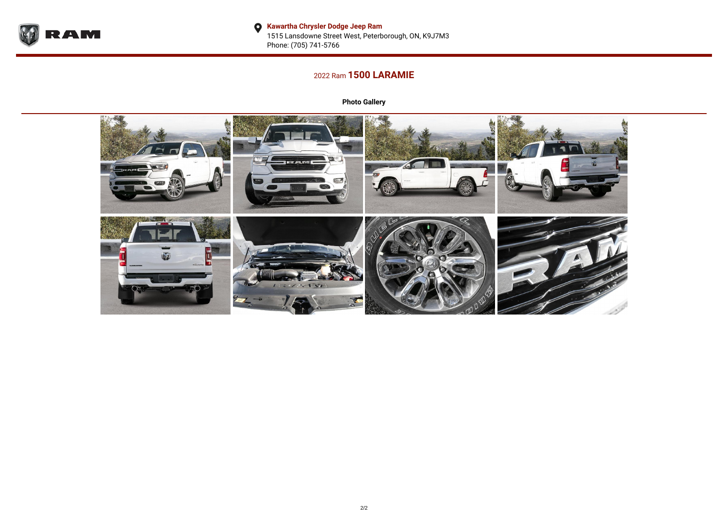**Kawartha Chrysler Dodge Jeep Ram**
1515 Lansdowne Street West, Peterborough, ON, K9J7M3
Phone: (705) 741-5766

## 2022 Ram **1500 LARAMIE**

**Photo Gallery**